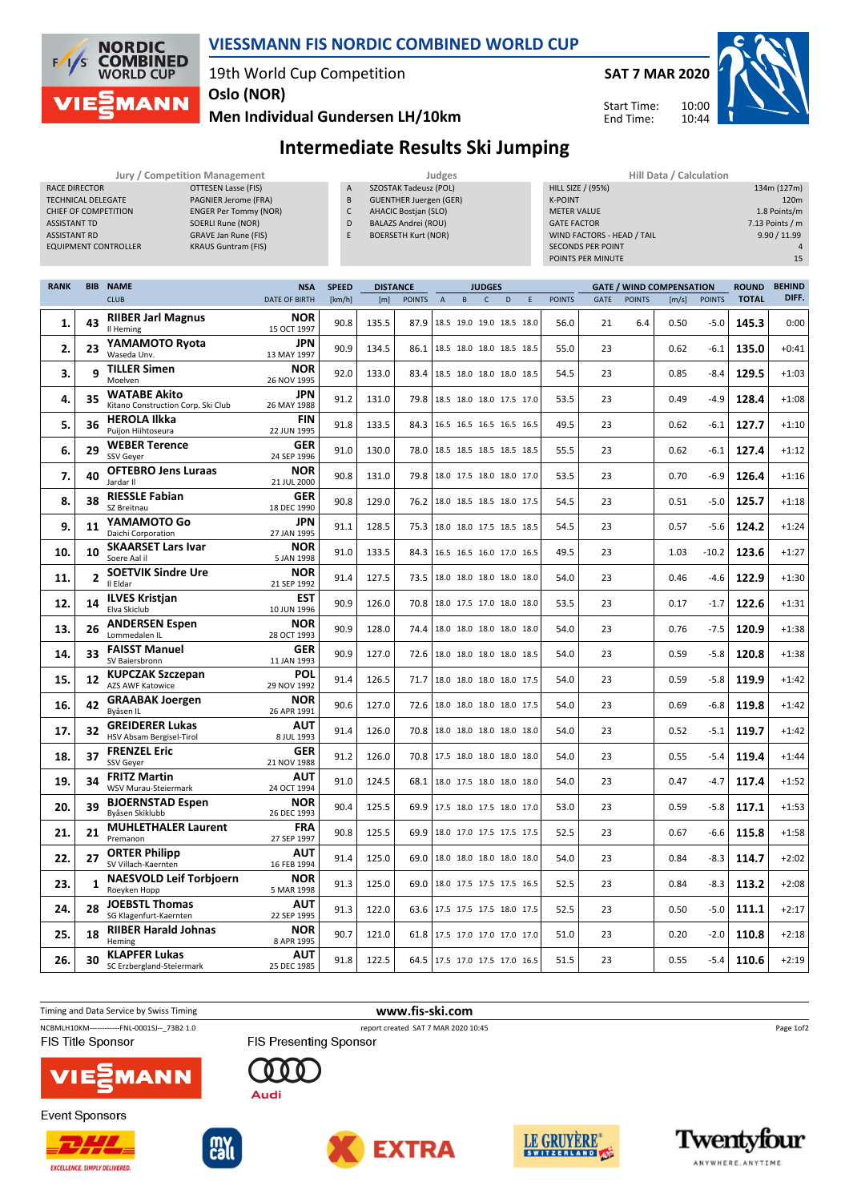# VIESSMANN FIS NORDIC COMBINED WORLD CUP

19th World Cup Competition
Oslo (NOR)
Men Individual Gundersen LH/10km

SAT 7 MAR 2020
Start Time: 10:00
End Time: 10:44

## Intermediate Results Ski Jumping

| Jury / Competition Management | |
|---|---|
| RACE DIRECTOR | OTTESEN Lasse (FIS) |
| TECHNICAL DELEGATE | PAGNIER Jerome (FRA) |
| CHIEF OF COMPETITION | ENGER Per Tommy (NOR) |
| ASSISTANT TD | SOERLI Rune (NOR) |
| ASSISTANT RD | GRAVE Jan Rune (FIS) |
| EQUIPMENT CONTROLLER | KRAUS Guntram (FIS) |

| Judges | |
|---|---|
| A | SZOSTAK Tadeusz (POL) |
| B | GUENTHER Juergen (GER) |
| C | AHACIC Bostjan (SLO) |
| D | BALAZS Andrei (ROU) |
| E | BOERSETH Kurt (NOR) |

| Hill Data / Calculation | |
|---|---|
| HILL SIZE / (95%) | 134m (127m) |
| K-POINT | 120m |
| METER VALUE | 1.8 Points/m |
| GATE FACTOR | 7.13 Points / m |
| WIND FACTORS - HEAD / TAIL | 9.90 / 11.99 |
| SECONDS PER POINT | 4 |
| POINTS PER MINUTE | 15 |

| RANK | BIB | NAME / CLUB | NSA / DATE OF BIRTH | SPEED [km/h] | DISTANCE [m] | DISTANCE POINTS | A | B | C | D | E | JUDGES POINTS | GATE | GATE POINTS | WIND [m/s] | WIND POINTS | ROUND TOTAL | BEHIND DIFF. |
|---|---|---|---|---|---|---|---|---|---|---|---|---|---|---|---|---|---|---|
| 1. | 43 | RIIBER Jarl Magnus / Il Heming | NOR / 15 OCT 1997 | 90.8 | 135.5 | 87.9 | 18.5 | 19.0 | 19.0 | 18.5 | 18.0 | 56.0 | 21 | 6.4 | 0.50 | -5.0 | 145.3 | 0:00 |
| 2. | 23 | YAMAMOTO Ryota / Waseda Unv. | JPN / 13 MAY 1997 | 90.9 | 134.5 | 86.1 | 18.5 | 18.0 | 18.0 | 18.5 | 18.5 | 55.0 | 23 | | 0.62 | -6.1 | 135.0 | +0:41 |
| 3. | 9 | TILLER Simen / Moelven | NOR / 26 NOV 1995 | 92.0 | 133.0 | 83.4 | 18.5 | 18.0 | 18.0 | 18.0 | 18.5 | 54.5 | 23 | | 0.85 | -8.4 | 129.5 | +1:03 |
| 4. | 35 | WATABE Akito / Kitano Construction Corp. Ski Club | JPN / 26 MAY 1988 | 91.2 | 131.0 | 79.8 | 18.5 | 18.0 | 18.0 | 17.5 | 17.0 | 53.5 | 23 | | 0.49 | -4.9 | 128.4 | +1:08 |
| 5. | 36 | HEROLA Ilkka / Puijon Hiihtoseura | FIN / 22 JUN 1995 | 91.8 | 133.5 | 84.3 | 16.5 | 16.5 | 16.5 | 16.5 | 16.5 | 49.5 | 23 | | 0.62 | -6.1 | 127.7 | +1:10 |
| 6. | 29 | WEBER Terence / SSV Geyer | GER / 24 SEP 1996 | 91.0 | 130.0 | 78.0 | 18.5 | 18.5 | 18.5 | 18.5 | 18.5 | 55.5 | 23 | | 0.62 | -6.1 | 127.4 | +1:12 |
| 7. | 40 | OFTEBRO Jens Luraas / Jardar Il | NOR / 21 JUL 2000 | 90.8 | 131.0 | 79.8 | 18.0 | 17.5 | 18.0 | 18.0 | 17.0 | 53.5 | 23 | | 0.70 | -6.9 | 126.4 | +1:16 |
| 8. | 38 | RIESSLE Fabian / SZ Breitnau | GER / 18 DEC 1990 | 90.8 | 129.0 | 76.2 | 18.0 | 18.5 | 18.5 | 18.0 | 17.5 | 54.5 | 23 | | 0.51 | -5.0 | 125.7 | +1:18 |
| 9. | 11 | YAMAMOTO Go / Daichi Corporation | JPN / 27 JAN 1995 | 91.1 | 128.5 | 75.3 | 18.0 | 18.0 | 17.5 | 18.5 | 18.5 | 54.5 | 23 | | 0.57 | -5.6 | 124.2 | +1:24 |
| 10. | 10 | SKAARSET Lars Ivar / Soere Aal il | NOR / 5 JAN 1998 | 91.0 | 133.5 | 84.3 | 16.5 | 16.5 | 16.0 | 17.0 | 16.5 | 49.5 | 23 | | 1.03 | -10.2 | 123.6 | +1:27 |
| 11. | 2 | SOETVIK Sindre Ure / Il Eldar | NOR / 21 SEP 1992 | 91.4 | 127.5 | 73.5 | 18.0 | 18.0 | 18.0 | 18.0 | 18.0 | 54.0 | 23 | | 0.46 | -4.6 | 122.9 | +1:30 |
| 12. | 14 | ILVES Kristjan / Elva Skiclub | EST / 10 JUN 1996 | 90.9 | 126.0 | 70.8 | 18.0 | 17.5 | 17.0 | 18.0 | 18.0 | 53.5 | 23 | | 0.17 | -1.7 | 122.6 | +1:31 |
| 13. | 26 | ANDERSEN Espen / Lommedalen IL | NOR / 28 OCT 1993 | 90.9 | 128.0 | 74.4 | 18.0 | 18.0 | 18.0 | 18.0 | 18.0 | 54.0 | 23 | | 0.76 | -7.5 | 120.9 | +1:38 |
| 14. | 33 | FAISST Manuel / SV Baiersbronn | GER / 11 JAN 1993 | 90.9 | 127.0 | 72.6 | 18.0 | 18.0 | 18.0 | 18.0 | 18.5 | 54.0 | 23 | | 0.59 | -5.8 | 120.8 | +1:38 |
| 15. | 12 | KUPCZAK Szczepan / AZS AWF Katowice | POL / 29 NOV 1992 | 91.4 | 126.5 | 71.7 | 18.0 | 18.0 | 18.0 | 18.0 | 17.5 | 54.0 | 23 | | 0.59 | -5.8 | 119.9 | +1:42 |
| 16. | 42 | GRAABAK Joergen / Byåsen IL | NOR / 26 APR 1991 | 90.6 | 127.0 | 72.6 | 18.0 | 18.0 | 18.0 | 18.0 | 17.5 | 54.0 | 23 | | 0.69 | -6.8 | 119.8 | +1:42 |
| 17. | 32 | GREIDERER Lukas / HSV Absam Bergisel-Tirol | AUT / 8 JUL 1993 | 91.4 | 126.0 | 70.8 | 18.0 | 18.0 | 18.0 | 18.0 | 18.0 | 54.0 | 23 | | 0.52 | -5.1 | 119.7 | +1:42 |
| 18. | 37 | FRENZEL Eric / SSV Geyer | GER / 21 NOV 1988 | 91.2 | 126.0 | 70.8 | 17.5 | 18.0 | 18.0 | 18.0 | 18.0 | 54.0 | 23 | | 0.55 | -5.4 | 119.4 | +1:44 |
| 19. | 34 | FRITZ Martin / WSV Murau-Steiermark | AUT / 24 OCT 1994 | 91.0 | 124.5 | 68.1 | 18.0 | 17.5 | 18.0 | 18.0 | 18.0 | 54.0 | 23 | | 0.47 | -4.7 | 117.4 | +1:52 |
| 20. | 39 | BJOERNSTAD Espen / Byåsen Skiklubb | NOR / 26 DEC 1993 | 90.4 | 125.5 | 69.9 | 17.5 | 18.0 | 17.5 | 18.0 | 17.0 | 53.0 | 23 | | 0.59 | -5.8 | 117.1 | +1:53 |
| 21. | 21 | MUHLETHALER Laurent / Premanon | FRA / 27 SEP 1997 | 90.8 | 125.5 | 69.9 | 18.0 | 17.0 | 17.5 | 17.5 | 17.5 | 52.5 | 23 | | 0.67 | -6.6 | 115.8 | +1:58 |
| 22. | 27 | ORTER Philipp / SV Villach-Kaernten | AUT / 16 FEB 1994 | 91.4 | 125.0 | 69.0 | 18.0 | 18.0 | 18.0 | 18.0 | 18.0 | 54.0 | 23 | | 0.84 | -8.3 | 114.7 | +2:02 |
| 23. | 1 | NAESVOLD Leif Torbjoern / Roeyken Hopp | NOR / 5 MAR 1998 | 91.3 | 125.0 | 69.0 | 18.0 | 17.5 | 17.5 | 17.5 | 16.5 | 52.5 | 23 | | 0.84 | -8.3 | 113.2 | +2:08 |
| 24. | 28 | JOEBSTL Thomas / SG Klagenfurt-Kaernten | AUT / 22 SEP 1995 | 91.3 | 122.0 | 63.6 | 17.5 | 17.5 | 17.5 | 18.0 | 17.5 | 52.5 | 23 | | 0.50 | -5.0 | 111.1 | +2:17 |
| 25. | 18 | RIIBER Harald Johnas / Heming | NOR / 8 APR 1995 | 90.7 | 121.0 | 61.8 | 17.5 | 17.0 | 17.0 | 17.0 | 17.0 | 51.0 | 23 | | 0.20 | -2.0 | 110.8 | +2:18 |
| 26. | 30 | KLAPFER Lukas / SC Erzbergland-Steiermark | AUT / 25 DEC 1985 | 91.8 | 122.5 | 64.5 | 17.5 | 17.0 | 17.5 | 17.0 | 16.5 | 51.5 | 23 | | 0.55 | -5.4 | 110.6 | +2:19 |

Timing and Data Service by Swiss Timing
www.fis-ski.com
NCBMLH10KM------------FNL-0001SJ--_73B2 1.0
report created SAT 7 MAR 2020 10:45

FIS Title Sponsor: VIESSMANN
FIS Presenting Sponsor: Audi
Event Sponsors: DHL, mycall, EXTRA, LE GRUYÈRE SWITZERLAND AOP, Twentyfour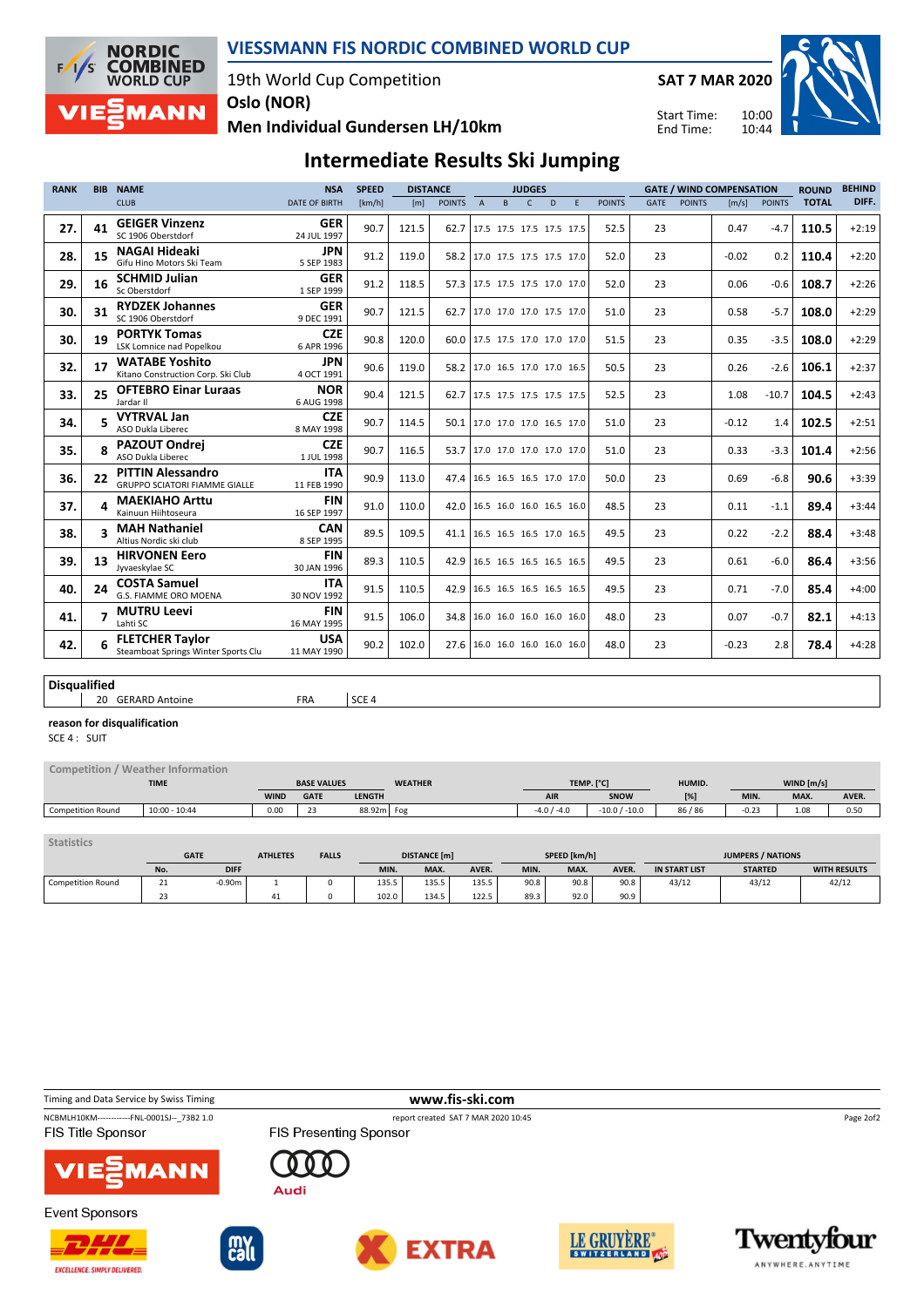# VIESSMANN FIS NORDIC COMBINED WORLD CUP

19th World Cup Competition
Oslo (NOR)
Men Individual Gundersen LH/10km

SAT 7 MAR 2020
Start Time: 10:00
End Time: 10:44

## Intermediate Results Ski Jumping

| RANK | BIB | NAME / CLUB | NSA / DATE OF BIRTH | SPEED [km/h] | DISTANCE [m] | DISTANCE POINTS | A | B | C | D | E | JUDGES POINTS | GATE | GATE POINTS | WIND [m/s] | WIND POINTS | ROUND TOTAL | BEHIND DIFF. |
|---|---|---|---|---|---|---|---|---|---|---|---|---|---|---|---|---|---|---|
| 27. | 41 | GEIGER Vinzenz / SC 1906 Oberstdorf | GER / 24 JUL 1997 | 90.7 | 121.5 | 62.7 | 17.5 | 17.5 | 17.5 | 17.5 | 17.5 | 52.5 | 23 | | 0.47 | -4.7 | 110.5 | +2:19 |
| 28. | 15 | NAGAI Hideaki / Gifu Hino Motors Ski Team | JPN / 5 SEP 1983 | 91.2 | 119.0 | 58.2 | 17.0 | 17.5 | 17.5 | 17.5 | 17.0 | 52.0 | 23 | | -0.02 | 0.2 | 110.4 | +2:20 |
| 29. | 16 | SCHMID Julian / Sc Oberstdorf | GER / 1 SEP 1999 | 91.2 | 118.5 | 57.3 | 17.5 | 17.5 | 17.5 | 17.0 | 17.0 | 52.0 | 23 | | 0.06 | -0.6 | 108.7 | +2:26 |
| 30. | 31 | RYDZEK Johannes / SC 1906 Oberstdorf | GER / 9 DEC 1991 | 90.7 | 121.5 | 62.7 | 17.0 | 17.0 | 17.0 | 17.5 | 17.0 | 51.0 | 23 | | 0.58 | -5.7 | 108.0 | +2:29 |
| 30. | 19 | PORTYK Tomas / LSK Lomnice nad Popelkou | CZE / 6 APR 1996 | 90.8 | 120.0 | 60.0 | 17.5 | 17.5 | 17.0 | 17.0 | 17.0 | 51.5 | 23 | | 0.35 | -3.5 | 108.0 | +2:29 |
| 32. | 17 | WATABE Yoshito / Kitano Construction Corp. Ski Club | JPN / 4 OCT 1991 | 90.6 | 119.0 | 58.2 | 17.0 | 16.5 | 17.0 | 17.0 | 16.5 | 50.5 | 23 | | 0.26 | -2.6 | 106.1 | +2:37 |
| 33. | 25 | OFTEBRO Einar Luraas / Jardar II | NOR / 6 AUG 1998 | 90.4 | 121.5 | 62.7 | 17.5 | 17.5 | 17.5 | 17.5 | 17.5 | 52.5 | 23 | | 1.08 | -10.7 | 104.5 | +2:43 |
| 34. | 5 | VYTRVAL Jan / ASO Dukla Liberec | CZE / 8 MAY 1998 | 90.7 | 114.5 | 50.1 | 17.0 | 17.0 | 17.0 | 16.5 | 17.0 | 51.0 | 23 | | -0.12 | 1.4 | 102.5 | +2:51 |
| 35. | 8 | PAZOUT Ondrej / ASO Dukla Liberec | CZE / 1 JUL 1998 | 90.7 | 116.5 | 53.7 | 17.0 | 17.0 | 17.0 | 17.0 | 17.0 | 51.0 | 23 | | 0.33 | -3.3 | 101.4 | +2:56 |
| 36. | 22 | PITTIN Alessandro / GRUPPO SCIATORI FIAMME GIALLE | ITA / 11 FEB 1990 | 90.9 | 113.0 | 47.4 | 16.5 | 16.5 | 16.5 | 17.0 | 17.0 | 50.0 | 23 | | 0.69 | -6.8 | 90.6 | +3:39 |
| 37. | 4 | MAEKIAHO Arttu / Kainuun Hiihtoseura | FIN / 16 SEP 1997 | 91.0 | 110.0 | 42.0 | 16.5 | 16.0 | 16.0 | 16.5 | 16.0 | 48.5 | 23 | | 0.11 | -1.1 | 89.4 | +3:44 |
| 38. | 3 | MAH Nathaniel / Altius Nordic ski club | CAN / 8 SEP 1995 | 89.5 | 109.5 | 41.1 | 16.5 | 16.5 | 16.5 | 17.0 | 16.5 | 49.5 | 23 | | 0.22 | -2.2 | 88.4 | +3:48 |
| 39. | 13 | HIRVONEN Eero / Jyvaeskylae SC | FIN / 30 JAN 1996 | 89.3 | 110.5 | 42.9 | 16.5 | 16.5 | 16.5 | 16.5 | 16.5 | 49.5 | 23 | | 0.61 | -6.0 | 86.4 | +3:56 |
| 40. | 24 | COSTA Samuel / G.S. FIAMME ORO MOENA | ITA / 30 NOV 1992 | 91.5 | 110.5 | 42.9 | 16.5 | 16.5 | 16.5 | 16.5 | 16.5 | 49.5 | 23 | | 0.71 | -7.0 | 85.4 | +4:00 |
| 41. | 7 | MUTRU Leevi / Lahti SC | FIN / 16 MAY 1995 | 91.5 | 106.0 | 34.8 | 16.0 | 16.0 | 16.0 | 16.0 | 16.0 | 48.0 | 23 | | 0.07 | -0.7 | 82.1 | +4:13 |
| 42. | 6 | FLETCHER Taylor / Steamboat Springs Winter Sports Clu | USA / 11 MAY 1990 | 90.2 | 102.0 | 27.6 | 16.0 | 16.0 | 16.0 | 16.0 | 16.0 | 48.0 | 23 | | -0.23 | 2.8 | 78.4 | +4:28 |

**Disqualified**

| BIB | NAME | NSA | Reason |
|---|---|---|---|
| 20 | GERARD Antoine | FRA | SCE 4 |

**reason for disqualification**

SCE 4 : SUIT

**Competition / Weather Information**

| | TIME | BASE VALUES WIND | BASE VALUES GATE | BASE VALUES LENGTH | WEATHER | TEMP. [°C] AIR | TEMP. [°C] SNOW | HUMID. [%] | WIND [m/s] MIN. | WIND [m/s] MAX. | WIND [m/s] AVER. |
|---|---|---|---|---|---|---|---|---|---|---|---|
| Competition Round | 10:00 - 10:44 | 0.00 | 23 | 88.92m | Fog | -4.0 / -4.0 | -10.0 / -10.0 | 86 / 86 | -0.23 | 1.08 | 0.50 |

**Statistics**

| | GATE No. | GATE DIFF | ATHLETES | FALLS | DISTANCE [m] MIN. | DISTANCE [m] MAX. | DISTANCE [m] AVER. | SPEED [km/h] MIN. | SPEED [km/h] MAX. | SPEED [km/h] AVER. | IN START LIST | STARTED | WITH RESULTS |
|---|---|---|---|---|---|---|---|---|---|---|---|---|---|
| Competition Round | 21 | -0.90m | 1 | 0 | 135.5 | 135.5 | 135.5 | 90.8 | 90.8 | 90.8 | 43/12 | 43/12 | 42/12 |
| | 23 | | 41 | 0 | 102.0 | 134.5 | 122.5 | 89.3 | 92.0 | 90.9 | | | |

Timing and Data Service by Swiss Timing

www.fis-ski.com

NCBMLH10KM------------FNL-0001SJ--_73B2 1.0

report created SAT 7 MAR 2020 10:45

FIS Title Sponsor

FIS Presenting Sponsor

Event Sponsors